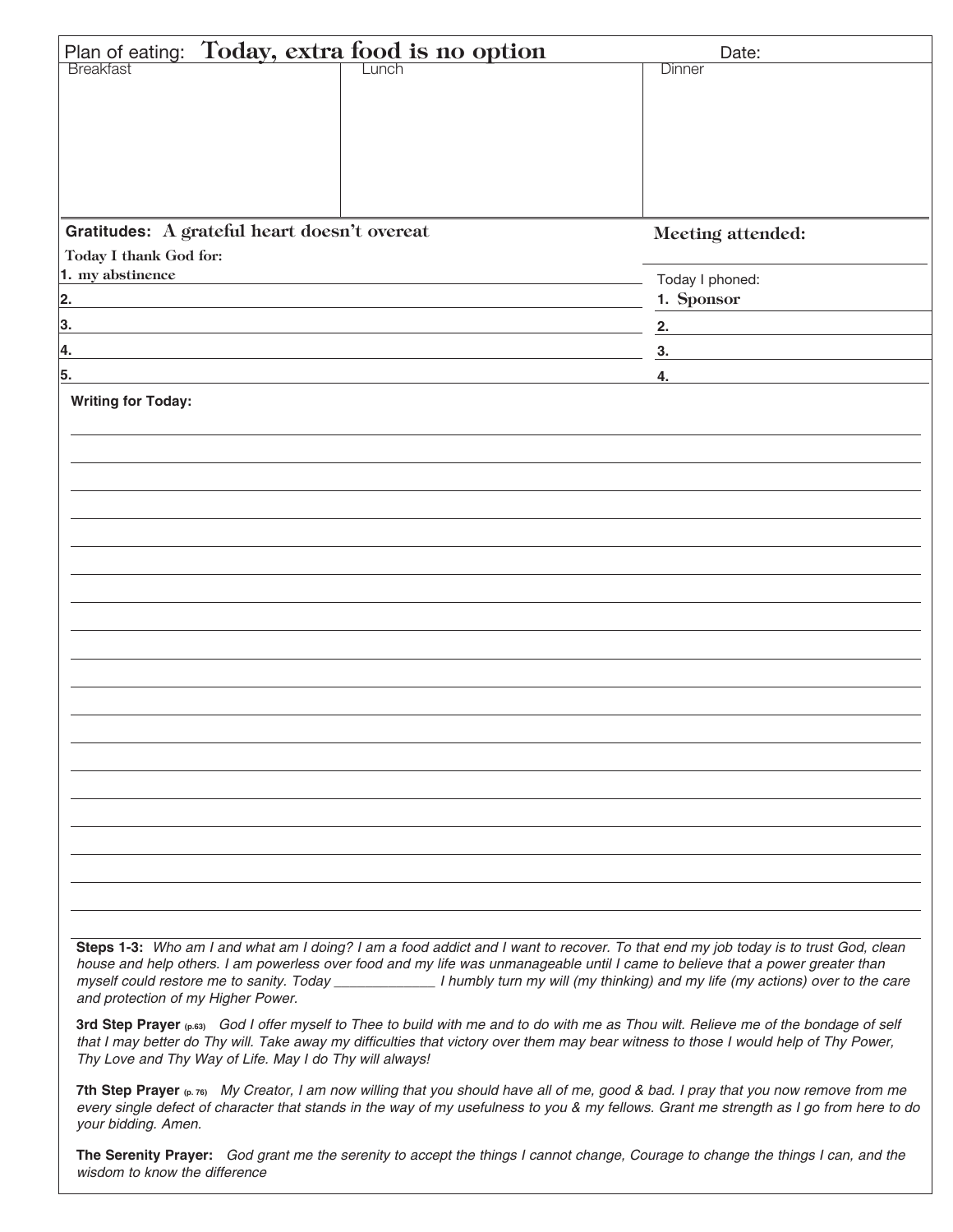Plan of eating: **Today, extra food is no option** Date:

| Breakfast | Lunch | Dinner |
|---|---|---|
| | | |

**Gratitudes: A grateful heart doesn't overeat**

**Today I thank God for:**

1. my abstinence
2. 
3. 
4. 
5. 

**Meeting attended:**

Today I phoned:

1. Sponsor
2. 
3. 
4. 

**Writing for Today:**

**Steps 1-3:** *Who am I and what am I doing? I am a food addict and I want to recover. To that end my job today is to trust God, clean house and help others. I am powerless over food and my life was unmanageable until I came to believe that a power greater than myself could restore me to sanity. Today _____________ I humbly turn my will (my thinking) and my life (my actions) over to the care and protection of my Higher Power.*

**3rd Step Prayer (p.63)** *God I offer myself to Thee to build with me and to do with me as Thou wilt. Relieve me of the bondage of self that I may better do Thy will. Take away my difficulties that victory over them may bear witness to those I would help of Thy Power, Thy Love and Thy Way of Life. May I do Thy will always!*

**7th Step Prayer (p. 76)** *My Creator, I am now willing that you should have all of me, good & bad. I pray that you now remove from me every single defect of character that stands in the way of my usefulness to you & my fellows. Grant me strength as I go from here to do your bidding. Amen.*

**The Serenity Prayer:** *God grant me the serenity to accept the things I cannot change, Courage to change the things I can, and the wisdom to know the difference*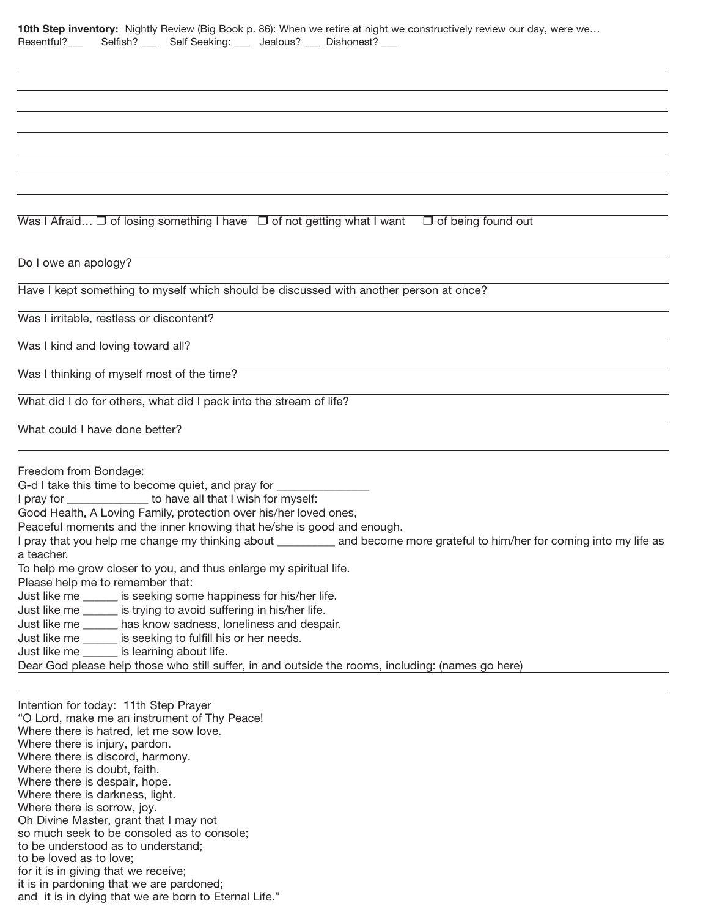**10th Step inventory:** Nightly Review (Big Book p. 86): When we retire at night we constructively review our day, were we…
Resentful?___ Selfish? ___ Self Seeking: ___ Jealous? ___ Dishonest? ___

Was I Afraid… ❒ of losing something I have ❒ of not getting what I want ❒ of being found out

Do I owe an apology?

Have I kept something to myself which should be discussed with another person at once?

Was I irritable, restless or discontent?

Was I kind and loving toward all?

Was I thinking of myself most of the time?

What did I do for others, what did I pack into the stream of life?

What could I have done better?

Freedom from Bondage:
G-d I take this time to become quiet, and pray for _______________
I pray for _____________ to have all that I wish for myself:
Good Health, A Loving Family, protection over his/her loved ones,
Peaceful moments and the inner knowing that he/she is good and enough.
I pray that you help me change my thinking about _________ and become more grateful to him/her for coming into my life as a teacher.
To help me grow closer to you, and thus enlarge my spiritual life.
Please help me to remember that:
Just like me ______ is seeking some happiness for his/her life.
Just like me ______ is trying to avoid suffering in his/her life.
Just like me ______ has know sadness, loneliness and despair.
Just like me ______ is seeking to fulfill his or her needs.
Just like me ______ is learning about life.
Dear God please help those who still suffer, in and outside the rooms, including: (names go here)

Intention for today: 11th Step Prayer
"O Lord, make me an instrument of Thy Peace!
Where there is hatred, let me sow love.
Where there is injury, pardon.
Where there is discord, harmony.
Where there is doubt, faith.
Where there is despair, hope.
Where there is darkness, light.
Where there is sorrow, joy.
Oh Divine Master, grant that I may not
so much seek to be consoled as to console;
to be understood as to understand;
to be loved as to love;
for it is in giving that we receive;
it is in pardoning that we are pardoned;
and it is in dying that we are born to Eternal Life."